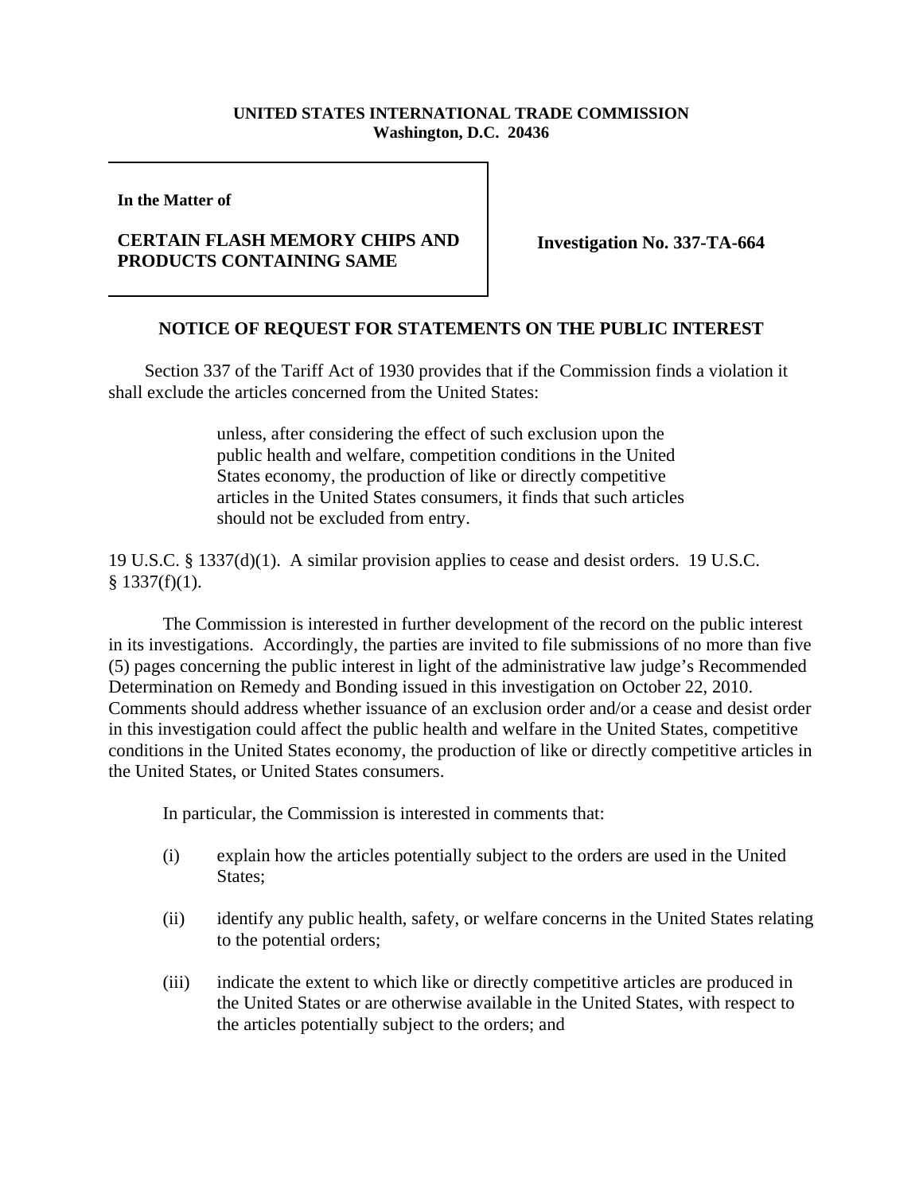**UNITED STATES INTERNATIONAL TRADE COMMISSION**
**Washington, D.C. 20436**

**In the Matter of**

**CERTAIN FLASH MEMORY CHIPS AND PRODUCTS CONTAINING SAME**

**Investigation No. 337-TA-664**

## NOTICE OF REQUEST FOR STATEMENTS ON THE PUBLIC INTEREST

Section 337 of the Tariff Act of 1930 provides that if the Commission finds a violation it shall exclude the articles concerned from the United States:

> unless, after considering the effect of such exclusion upon the public health and welfare, competition conditions in the United States economy, the production of like or directly competitive articles in the United States consumers, it finds that such articles should not be excluded from entry.

19 U.S.C. § 1337(d)(1). A similar provision applies to cease and desist orders. 19 U.S.C. § 1337(f)(1).

The Commission is interested in further development of the record on the public interest in its investigations. Accordingly, the parties are invited to file submissions of no more than five (5) pages concerning the public interest in light of the administrative law judge's Recommended Determination on Remedy and Bonding issued in this investigation on October 22, 2010. Comments should address whether issuance of an exclusion order and/or a cease and desist order in this investigation could affect the public health and welfare in the United States, competitive conditions in the United States economy, the production of like or directly competitive articles in the United States, or United States consumers.

In particular, the Commission is interested in comments that:

(i) explain how the articles potentially subject to the orders are used in the United States;

(ii) identify any public health, safety, or welfare concerns in the United States relating to the potential orders;

(iii) indicate the extent to which like or directly competitive articles are produced in the United States or are otherwise available in the United States, with respect to the articles potentially subject to the orders; and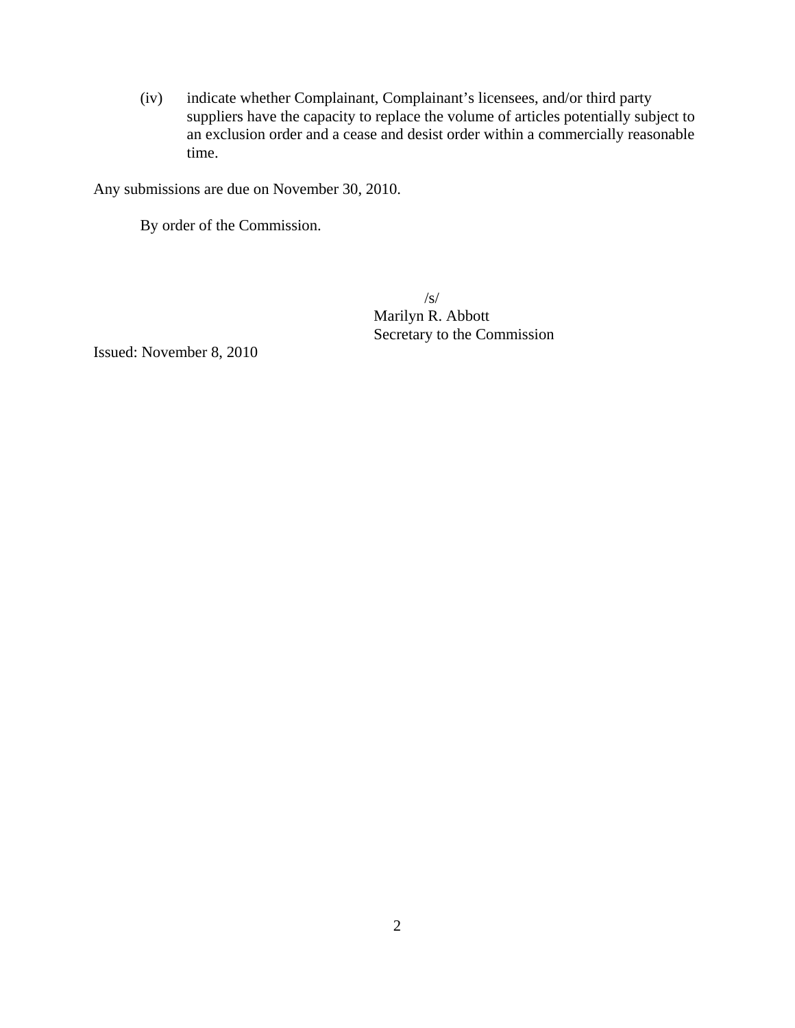(iv) indicate whether Complainant, Complainant's licensees, and/or third party suppliers have the capacity to replace the volume of articles potentially subject to an exclusion order and a cease and desist order within a commercially reasonable time.

Any submissions are due on November 30, 2010.

By order of the Commission.

/s/
Marilyn R. Abbott
Secretary to the Commission

Issued: November 8, 2010